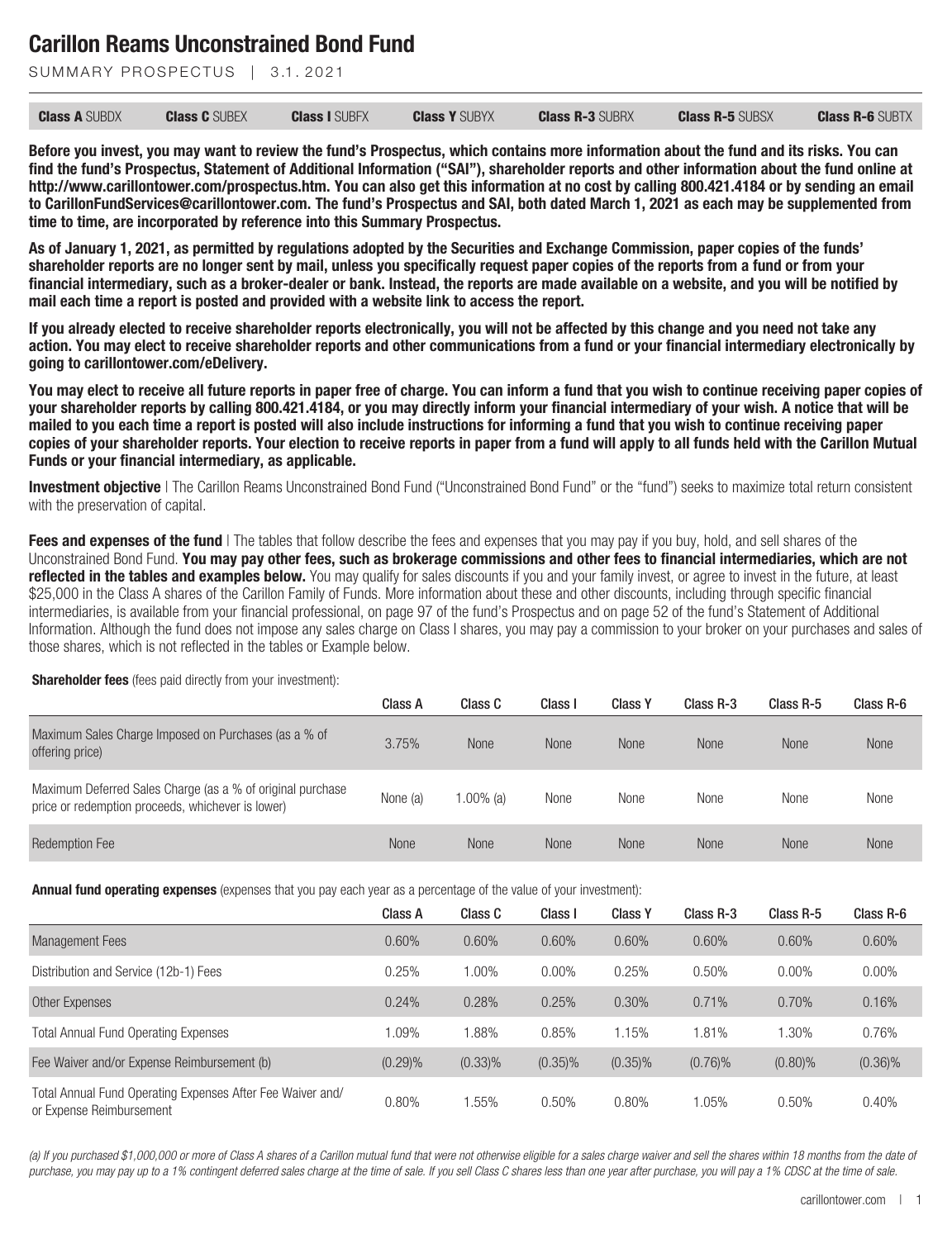# Carillon Reams Unconstrained Bond Fund

SUMMARY PROSPECTUS | 3.1.2021

| **Class A** SUBDX | **Class C** SUBEX | **Class I** SUBFX | **Class Y** SUBYX | **Class R-3** SUBRX | **Class R-5** SUBSX | **Class R-6** SUBTX |
|---|---|---|---|---|---|---|

**Before you invest, you may want to review the fund's Prospectus, which contains more information about the fund and its risks. You can find the fund's Prospectus, Statement of Additional Information ("SAI"), shareholder reports and other information about the fund online at http://www.carillontower.com/prospectus.htm. You can also get this information at no cost by calling 800.421.4184 or by sending an email to CarillonFundServices@carillontower.com. The fund's Prospectus and SAI, both dated March 1, 2021 as each may be supplemented from time to time, are incorporated by reference into this Summary Prospectus.**

**As of January 1, 2021, as permitted by regulations adopted by the Securities and Exchange Commission, paper copies of the funds' shareholder reports are no longer sent by mail, unless you specifically request paper copies of the reports from a fund or from your financial intermediary, such as a broker-dealer or bank. Instead, the reports are made available on a website, and you will be notified by mail each time a report is posted and provided with a website link to access the report.**

**If you already elected to receive shareholder reports electronically, you will not be affected by this change and you need not take any action. You may elect to receive shareholder reports and other communications from a fund or your financial intermediary electronically by going to carillontower.com/eDelivery.**

**You may elect to receive all future reports in paper free of charge. You can inform a fund that you wish to continue receiving paper copies of your shareholder reports by calling 800.421.4184, or you may directly inform your financial intermediary of your wish. A notice that will be mailed to you each time a report is posted will also include instructions for informing a fund that you wish to continue receiving paper copies of your shareholder reports. Your election to receive reports in paper from a fund will apply to all funds held with the Carillon Mutual Funds or your financial intermediary, as applicable.**

**Investment objective** | The Carillon Reams Unconstrained Bond Fund ("Unconstrained Bond Fund" or the "fund") seeks to maximize total return consistent with the preservation of capital.

**Fees and expenses of the fund** | The tables that follow describe the fees and expenses that you may pay if you buy, hold, and sell shares of the Unconstrained Bond Fund. **You may pay other fees, such as brokerage commissions and other fees to financial intermediaries, which are not reflected in the tables and examples below.** You may qualify for sales discounts if you and your family invest, or agree to invest in the future, at least $25,000 in the Class A shares of the Carillon Family of Funds. More information about these and other discounts, including through specific financial intermediaries, is available from your financial professional, on page 97 of the fund's Prospectus and on page 52 of the fund's Statement of Additional Information. Although the fund does not impose any sales charge on Class I shares, you may pay a commission to your broker on your purchases and sales of those shares, which is not reflected in the tables or Example below.

**Shareholder fees** (fees paid directly from your investment):

| | Class A | Class C | Class I | Class Y | Class R-3 | Class R-5 | Class R-6 |
|---|---|---|---|---|---|---|---|
| Maximum Sales Charge Imposed on Purchases (as a % of offering price) | 3.75% | None | None | None | None | None | None |
| Maximum Deferred Sales Charge (as a % of original purchase price or redemption proceeds, whichever is lower) | None (a) | 1.00% (a) | None | None | None | None | None |
| Redemption Fee | None | None | None | None | None | None | None |

**Annual fund operating expenses** (expenses that you pay each year as a percentage of the value of your investment):

| | Class A | Class C | Class I | Class Y | Class R-3 | Class R-5 | Class R-6 |
|---|---|---|---|---|---|---|---|
| Management Fees | 0.60% | 0.60% | 0.60% | 0.60% | 0.60% | 0.60% | 0.60% |
| Distribution and Service (12b-1) Fees | 0.25% | 1.00% | 0.00% | 0.25% | 0.50% | 0.00% | 0.00% |
| Other Expenses | 0.24% | 0.28% | 0.25% | 0.30% | 0.71% | 0.70% | 0.16% |
| Total Annual Fund Operating Expenses | 1.09% | 1.88% | 0.85% | 1.15% | 1.81% | 1.30% | 0.76% |
| Fee Waiver and/or Expense Reimbursement (b) | (0.29)% | (0.33)% | (0.35)% | (0.35)% | (0.76)% | (0.80)% | (0.36)% |
| Total Annual Fund Operating Expenses After Fee Waiver and/ or Expense Reimbursement | 0.80% | 1.55% | 0.50% | 0.80% | 1.05% | 0.50% | 0.40% |

*(a) If you purchased $1,000,000 or more of Class A shares of a Carillon mutual fund that were not otherwise eligible for a sales charge waiver and sell the shares within 18 months from the date of purchase, you may pay up to a 1% contingent deferred sales charge at the time of sale. If you sell Class C shares less than one year after purchase, you will pay a 1% CDSC at the time of sale.*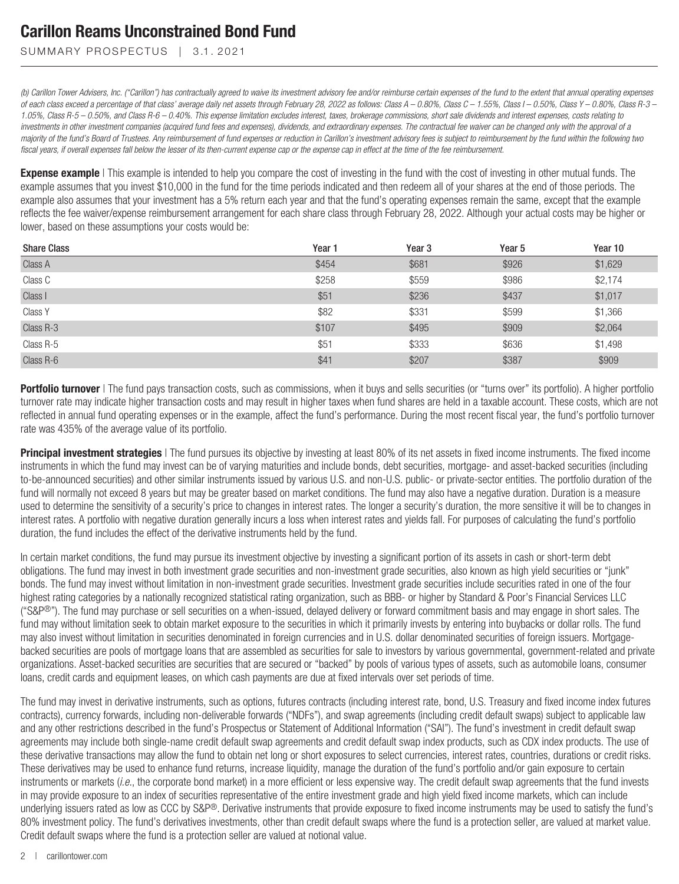*(b) Carillon Tower Advisers, Inc. ("Carillon") has contractually agreed to waive its investment advisory fee and/or reimburse certain expenses of the fund to the extent that annual operating expenses of each class exceed a percentage of that class' average daily net assets through February 28, 2022 as follows: Class A – 0.80%, Class C – 1.55%, Class I – 0.50%, Class Y – 0.80%, Class R-3 – 1.05%, Class R-5 – 0.50%, and Class R-6 – 0.40%. This expense limitation excludes interest, taxes, brokerage commissions, short sale dividends and interest expenses, costs relating to investments in other investment companies (acquired fund fees and expenses), dividends, and extraordinary expenses. The contractual fee waiver can be changed only with the approval of a majority of the fund's Board of Trustees. Any reimbursement of fund expenses or reduction in Carillon's investment advisory fees is subject to reimbursement by the fund within the following two fiscal years, if overall expenses fall below the lesser of its then-current expense cap or the expense cap in effect at the time of the fee reimbursement.*

**Expense example** | This example is intended to help you compare the cost of investing in the fund with the cost of investing in other mutual funds. The example assumes that you invest $10,000 in the fund for the time periods indicated and then redeem all of your shares at the end of those periods. The example also assumes that your investment has a 5% return each year and that the fund's operating expenses remain the same, except that the example reflects the fee waiver/expense reimbursement arrangement for each share class through February 28, 2022. Although your actual costs may be higher or lower, based on these assumptions your costs would be:

| Share Class | Year 1 | Year 3 | Year 5 | Year 10 |
|---|---|---|---|---|
| Class A | $454 | $681 | $926 | $1,629 |
| Class C | $258 | $559 | $986 | $2,174 |
| Class I | $51 | $236 | $437 | $1,017 |
| Class Y | $82 | $331 | $599 | $1,366 |
| Class R-3 | $107 | $495 | $909 | $2,064 |
| Class R-5 | $51 | $333 | $636 | $1,498 |
| Class R-6 | $41 | $207 | $387 | $909 |

**Portfolio turnover** | The fund pays transaction costs, such as commissions, when it buys and sells securities (or "turns over" its portfolio). A higher portfolio turnover rate may indicate higher transaction costs and may result in higher taxes when fund shares are held in a taxable account. These costs, which are not reflected in annual fund operating expenses or in the example, affect the fund's performance. During the most recent fiscal year, the fund's portfolio turnover rate was 435% of the average value of its portfolio.

**Principal investment strategies** | The fund pursues its objective by investing at least 80% of its net assets in fixed income instruments. The fixed income instruments in which the fund may invest can be of varying maturities and include bonds, debt securities, mortgage- and asset-backed securities (including to-be-announced securities) and other similar instruments issued by various U.S. and non-U.S. public- or private-sector entities. The portfolio duration of the fund will normally not exceed 8 years but may be greater based on market conditions. The fund may also have a negative duration. Duration is a measure used to determine the sensitivity of a security's price to changes in interest rates. The longer a security's duration, the more sensitive it will be to changes in interest rates. A portfolio with negative duration generally incurs a loss when interest rates and yields fall. For purposes of calculating the fund's portfolio duration, the fund includes the effect of the derivative instruments held by the fund.

In certain market conditions, the fund may pursue its investment objective by investing a significant portion of its assets in cash or short-term debt obligations. The fund may invest in both investment grade securities and non-investment grade securities, also known as high yield securities or "junk" bonds. The fund may invest without limitation in non-investment grade securities. Investment grade securities include securities rated in one of the four highest rating categories by a nationally recognized statistical rating organization, such as BBB- or higher by Standard & Poor's Financial Services LLC ("S&P®"). The fund may purchase or sell securities on a when-issued, delayed delivery or forward commitment basis and may engage in short sales. The fund may without limitation seek to obtain market exposure to the securities in which it primarily invests by entering into buybacks or dollar rolls. The fund may also invest without limitation in securities denominated in foreign currencies and in U.S. dollar denominated securities of foreign issuers. Mortgage-backed securities are pools of mortgage loans that are assembled as securities for sale to investors by various governmental, government-related and private organizations. Asset-backed securities are securities that are secured or "backed" by pools of various types of assets, such as automobile loans, consumer loans, credit cards and equipment leases, on which cash payments are due at fixed intervals over set periods of time.

The fund may invest in derivative instruments, such as options, futures contracts (including interest rate, bond, U.S. Treasury and fixed income index futures contracts), currency forwards, including non-deliverable forwards ("NDFs"), and swap agreements (including credit default swaps) subject to applicable law and any other restrictions described in the fund's Prospectus or Statement of Additional Information ("SAI"). The fund's investment in credit default swap agreements may include both single-name credit default swap agreements and credit default swap index products, such as CDX index products. The use of these derivative transactions may allow the fund to obtain net long or short exposures to select currencies, interest rates, countries, durations or credit risks. These derivatives may be used to enhance fund returns, increase liquidity, manage the duration of the fund's portfolio and/or gain exposure to certain instruments or markets (*i.e.*, the corporate bond market) in a more efficient or less expensive way. The credit default swap agreements that the fund invests in may provide exposure to an index of securities representative of the entire investment grade and high yield fixed income markets, which can include underlying issuers rated as low as CCC by S&P®. Derivative instruments that provide exposure to fixed income instruments may be used to satisfy the fund's 80% investment policy. The fund's derivatives investments, other than credit default swaps where the fund is a protection seller, are valued at market value. Credit default swaps where the fund is a protection seller are valued at notional value.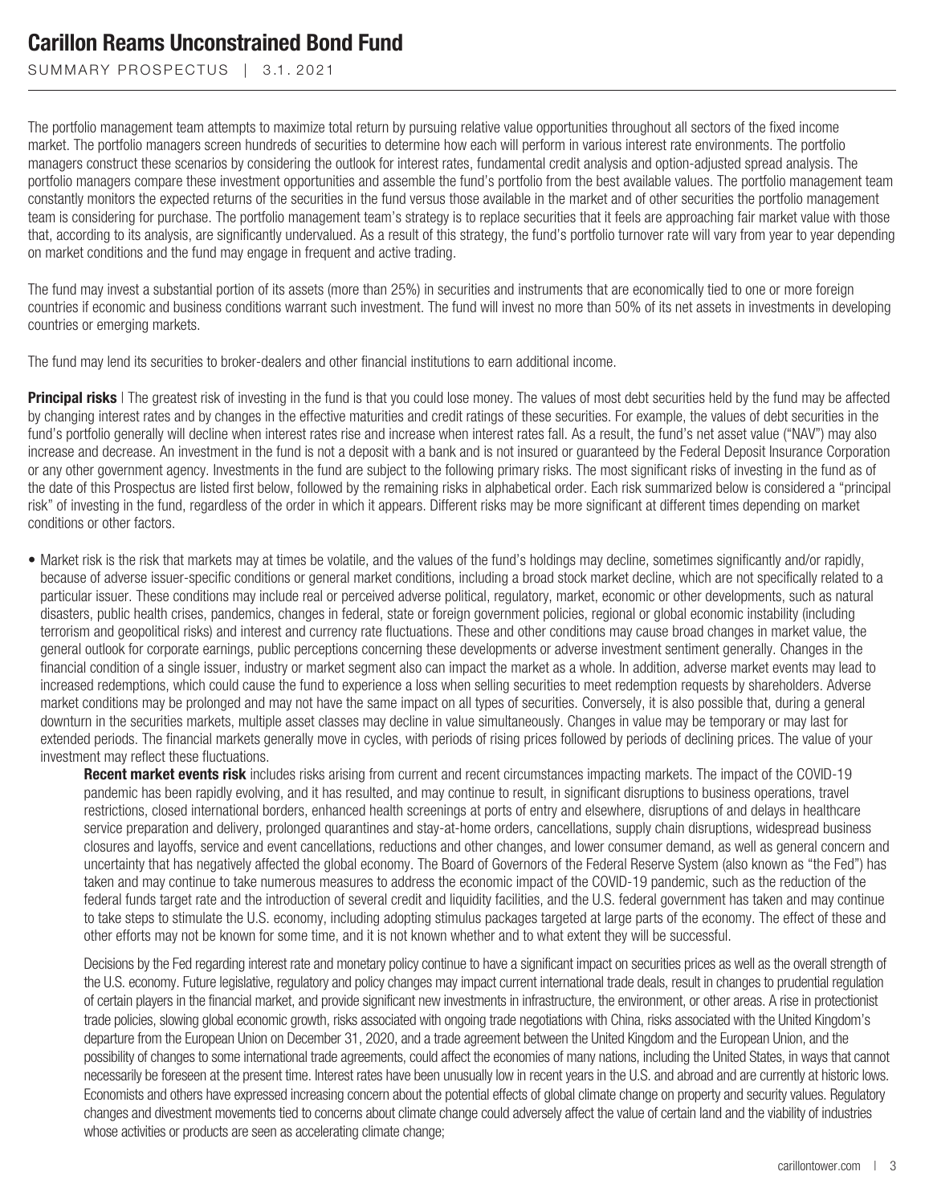The portfolio management team attempts to maximize total return by pursuing relative value opportunities throughout all sectors of the fixed income market. The portfolio managers screen hundreds of securities to determine how each will perform in various interest rate environments. The portfolio managers construct these scenarios by considering the outlook for interest rates, fundamental credit analysis and option-adjusted spread analysis. The portfolio managers compare these investment opportunities and assemble the fund's portfolio from the best available values. The portfolio management team constantly monitors the expected returns of the securities in the fund versus those available in the market and of other securities the portfolio management team is considering for purchase. The portfolio management team's strategy is to replace securities that it feels are approaching fair market value with those that, according to its analysis, are significantly undervalued. As a result of this strategy, the fund's portfolio turnover rate will vary from year to year depending on market conditions and the fund may engage in frequent and active trading.

The fund may invest a substantial portion of its assets (more than 25%) in securities and instruments that are economically tied to one or more foreign countries if economic and business conditions warrant such investment. The fund will invest no more than 50% of its net assets in investments in developing countries or emerging markets.

The fund may lend its securities to broker-dealers and other financial institutions to earn additional income.

**Principal risks** | The greatest risk of investing in the fund is that you could lose money. The values of most debt securities held by the fund may be affected by changing interest rates and by changes in the effective maturities and credit ratings of these securities. For example, the values of debt securities in the fund's portfolio generally will decline when interest rates rise and increase when interest rates fall. As a result, the fund's net asset value ("NAV") may also increase and decrease. An investment in the fund is not a deposit with a bank and is not insured or guaranteed by the Federal Deposit Insurance Corporation or any other government agency. Investments in the fund are subject to the following primary risks. The most significant risks of investing in the fund as of the date of this Prospectus are listed first below, followed by the remaining risks in alphabetical order. Each risk summarized below is considered a "principal risk" of investing in the fund, regardless of the order in which it appears. Different risks may be more significant at different times depending on market conditions or other factors.

- Market risk is the risk that markets may at times be volatile, and the values of the fund's holdings may decline, sometimes significantly and/or rapidly, because of adverse issuer-specific conditions or general market conditions, including a broad stock market decline, which are not specifically related to a particular issuer. These conditions may include real or perceived adverse political, regulatory, market, economic or other developments, such as natural disasters, public health crises, pandemics, changes in federal, state or foreign government policies, regional or global economic instability (including terrorism and geopolitical risks) and interest and currency rate fluctuations. These and other conditions may cause broad changes in market value, the general outlook for corporate earnings, public perceptions concerning these developments or adverse investment sentiment generally. Changes in the financial condition of a single issuer, industry or market segment also can impact the market as a whole. In addition, adverse market events may lead to increased redemptions, which could cause the fund to experience a loss when selling securities to meet redemption requests by shareholders. Adverse market conditions may be prolonged and may not have the same impact on all types of securities. Conversely, it is also possible that, during a general downturn in the securities markets, multiple asset classes may decline in value simultaneously. Changes in value may be temporary or may last for extended periods. The financial markets generally move in cycles, with periods of rising prices followed by periods of declining prices. The value of your investment may reflect these fluctuations.

  **Recent market events risk** includes risks arising from current and recent circumstances impacting markets. The impact of the COVID-19 pandemic has been rapidly evolving, and it has resulted, and may continue to result, in significant disruptions to business operations, travel restrictions, closed international borders, enhanced health screenings at ports of entry and elsewhere, disruptions of and delays in healthcare service preparation and delivery, prolonged quarantines and stay-at-home orders, cancellations, supply chain disruptions, widespread business closures and layoffs, service and event cancellations, reductions and other changes, and lower consumer demand, as well as general concern and uncertainty that has negatively affected the global economy. The Board of Governors of the Federal Reserve System (also known as "the Fed") has taken and may continue to take numerous measures to address the economic impact of the COVID-19 pandemic, such as the reduction of the federal funds target rate and the introduction of several credit and liquidity facilities, and the U.S. federal government has taken and may continue to take steps to stimulate the U.S. economy, including adopting stimulus packages targeted at large parts of the economy. The effect of these and other efforts may not be known for some time, and it is not known whether and to what extent they will be successful.

  Decisions by the Fed regarding interest rate and monetary policy continue to have a significant impact on securities prices as well as the overall strength of the U.S. economy. Future legislative, regulatory and policy changes may impact current international trade deals, result in changes to prudential regulation of certain players in the financial market, and provide significant new investments in infrastructure, the environment, or other areas. A rise in protectionist trade policies, slowing global economic growth, risks associated with ongoing trade negotiations with China, risks associated with the United Kingdom's departure from the European Union on December 31, 2020, and a trade agreement between the United Kingdom and the European Union, and the possibility of changes to some international trade agreements, could affect the economies of many nations, including the United States, in ways that cannot necessarily be foreseen at the present time. Interest rates have been unusually low in recent years in the U.S. and abroad and are currently at historic lows. Economists and others have expressed increasing concern about the potential effects of global climate change on property and security values. Regulatory changes and divestment movements tied to concerns about climate change could adversely affect the value of certain land and the viability of industries whose activities or products are seen as accelerating climate change;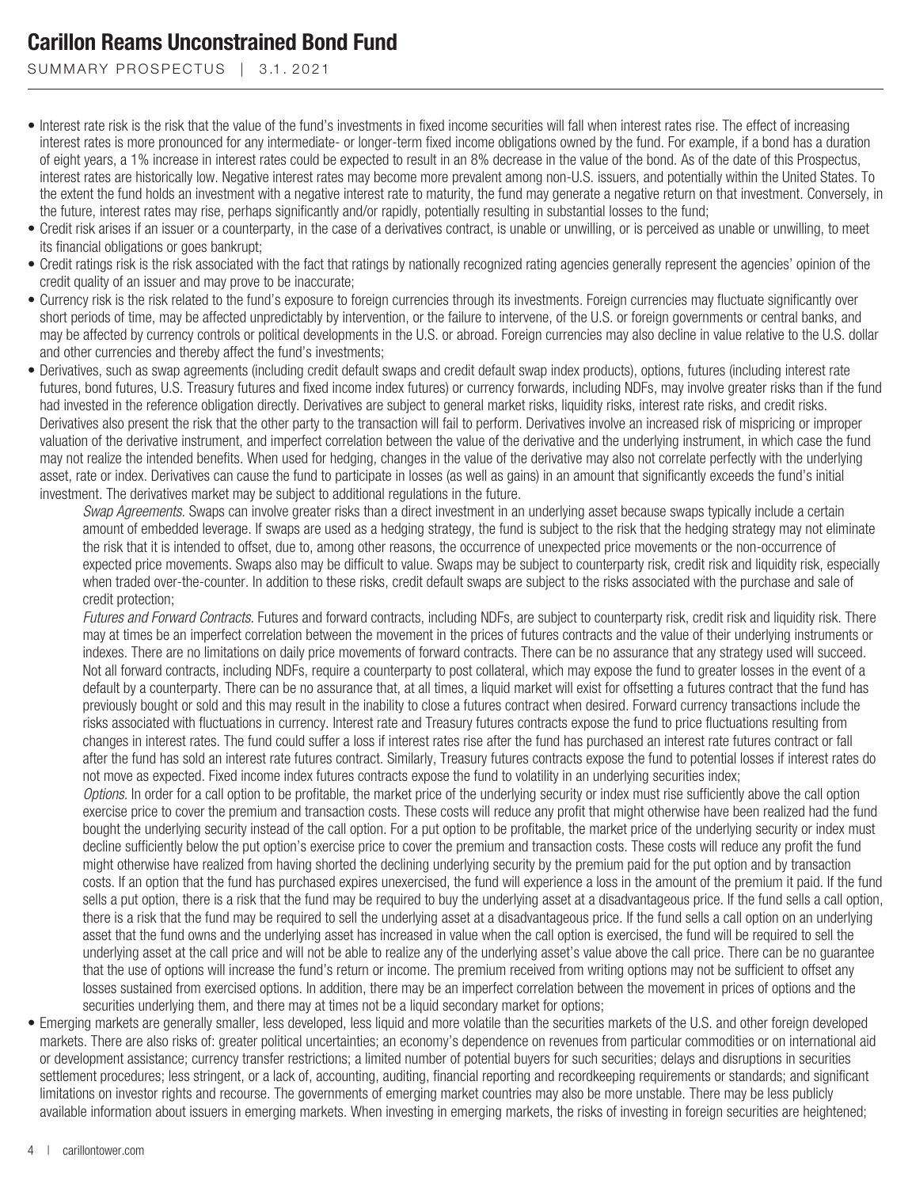- Interest rate risk is the risk that the value of the fund's investments in fixed income securities will fall when interest rates rise. The effect of increasing interest rates is more pronounced for any intermediate- or longer-term fixed income obligations owned by the fund. For example, if a bond has a duration of eight years, a 1% increase in interest rates could be expected to result in an 8% decrease in the value of the bond. As of the date of this Prospectus, interest rates are historically low. Negative interest rates may become more prevalent among non-U.S. issuers, and potentially within the United States. To the extent the fund holds an investment with a negative interest rate to maturity, the fund may generate a negative return on that investment. Conversely, in the future, interest rates may rise, perhaps significantly and/or rapidly, potentially resulting in substantial losses to the fund;
- Credit risk arises if an issuer or a counterparty, in the case of a derivatives contract, is unable or unwilling, or is perceived as unable or unwilling, to meet its financial obligations or goes bankrupt;
- Credit ratings risk is the risk associated with the fact that ratings by nationally recognized rating agencies generally represent the agencies' opinion of the credit quality of an issuer and may prove to be inaccurate;
- Currency risk is the risk related to the fund's exposure to foreign currencies through its investments. Foreign currencies may fluctuate significantly over short periods of time, may be affected unpredictably by intervention, or the failure to intervene, of the U.S. or foreign governments or central banks, and may be affected by currency controls or political developments in the U.S. or abroad. Foreign currencies may also decline in value relative to the U.S. dollar and other currencies and thereby affect the fund's investments;
- Derivatives, such as swap agreements (including credit default swaps and credit default swap index products), options, futures (including interest rate futures, bond futures, U.S. Treasury futures and fixed income index futures) or currency forwards, including NDFs, may involve greater risks than if the fund had invested in the reference obligation directly. Derivatives are subject to general market risks, liquidity risks, interest rate risks, and credit risks. Derivatives also present the risk that the other party to the transaction will fail to perform. Derivatives involve an increased risk of mispricing or improper valuation of the derivative instrument, and imperfect correlation between the value of the derivative and the underlying instrument, in which case the fund may not realize the intended benefits. When used for hedging, changes in the value of the derivative may also not correlate perfectly with the underlying asset, rate or index. Derivatives can cause the fund to participate in losses (as well as gains) in an amount that significantly exceeds the fund's initial investment. The derivatives market may be subject to additional regulations in the future.

  *Swap Agreements.* Swaps can involve greater risks than a direct investment in an underlying asset because swaps typically include a certain amount of embedded leverage. If swaps are used as a hedging strategy, the fund is subject to the risk that the hedging strategy may not eliminate the risk that it is intended to offset, due to, among other reasons, the occurrence of unexpected price movements or the non-occurrence of expected price movements. Swaps also may be difficult to value. Swaps may be subject to counterparty risk, credit risk and liquidity risk, especially when traded over-the-counter. In addition to these risks, credit default swaps are subject to the risks associated with the purchase and sale of credit protection;

  *Futures and Forward Contracts.* Futures and forward contracts, including NDFs, are subject to counterparty risk, credit risk and liquidity risk. There may at times be an imperfect correlation between the movement in the prices of futures contracts and the value of their underlying instruments or indexes. There are no limitations on daily price movements of forward contracts. There can be no assurance that any strategy used will succeed. Not all forward contracts, including NDFs, require a counterparty to post collateral, which may expose the fund to greater losses in the event of a default by a counterparty. There can be no assurance that, at all times, a liquid market will exist for offsetting a futures contract that the fund has previously bought or sold and this may result in the inability to close a futures contract when desired. Forward currency transactions include the risks associated with fluctuations in currency. Interest rate and Treasury futures contracts expose the fund to price fluctuations resulting from changes in interest rates. The fund could suffer a loss if interest rates rise after the fund has purchased an interest rate futures contract or fall after the fund has sold an interest rate futures contract. Similarly, Treasury futures contracts expose the fund to potential losses if interest rates do not move as expected. Fixed income index futures contracts expose the fund to volatility in an underlying securities index;

  *Options.* In order for a call option to be profitable, the market price of the underlying security or index must rise sufficiently above the call option exercise price to cover the premium and transaction costs. These costs will reduce any profit that might otherwise have been realized had the fund bought the underlying security instead of the call option. For a put option to be profitable, the market price of the underlying security or index must decline sufficiently below the put option's exercise price to cover the premium and transaction costs. These costs will reduce any profit the fund might otherwise have realized from having shorted the declining underlying security by the premium paid for the put option and by transaction costs. If an option that the fund has purchased expires unexercised, the fund will experience a loss in the amount of the premium it paid. If the fund sells a put option, there is a risk that the fund may be required to buy the underlying asset at a disadvantageous price. If the fund sells a call option, there is a risk that the fund may be required to sell the underlying asset at a disadvantageous price. If the fund sells a call option on an underlying asset that the fund owns and the underlying asset has increased in value when the call option is exercised, the fund will be required to sell the underlying asset at the call price and will not be able to realize any of the underlying asset's value above the call price. There can be no guarantee that the use of options will increase the fund's return or income. The premium received from writing options may not be sufficient to offset any losses sustained from exercised options. In addition, there may be an imperfect correlation between the movement in prices of options and the securities underlying them, and there may at times not be a liquid secondary market for options;
- Emerging markets are generally smaller, less developed, less liquid and more volatile than the securities markets of the U.S. and other foreign developed markets. There are also risks of: greater political uncertainties; an economy's dependence on revenues from particular commodities or on international aid or development assistance; currency transfer restrictions; a limited number of potential buyers for such securities; delays and disruptions in securities settlement procedures; less stringent, or a lack of, accounting, auditing, financial reporting and recordkeeping requirements or standards; and significant limitations on investor rights and recourse. The governments of emerging market countries may also be more unstable. There may be less publicly available information about issuers in emerging markets. When investing in emerging markets, the risks of investing in foreign securities are heightened;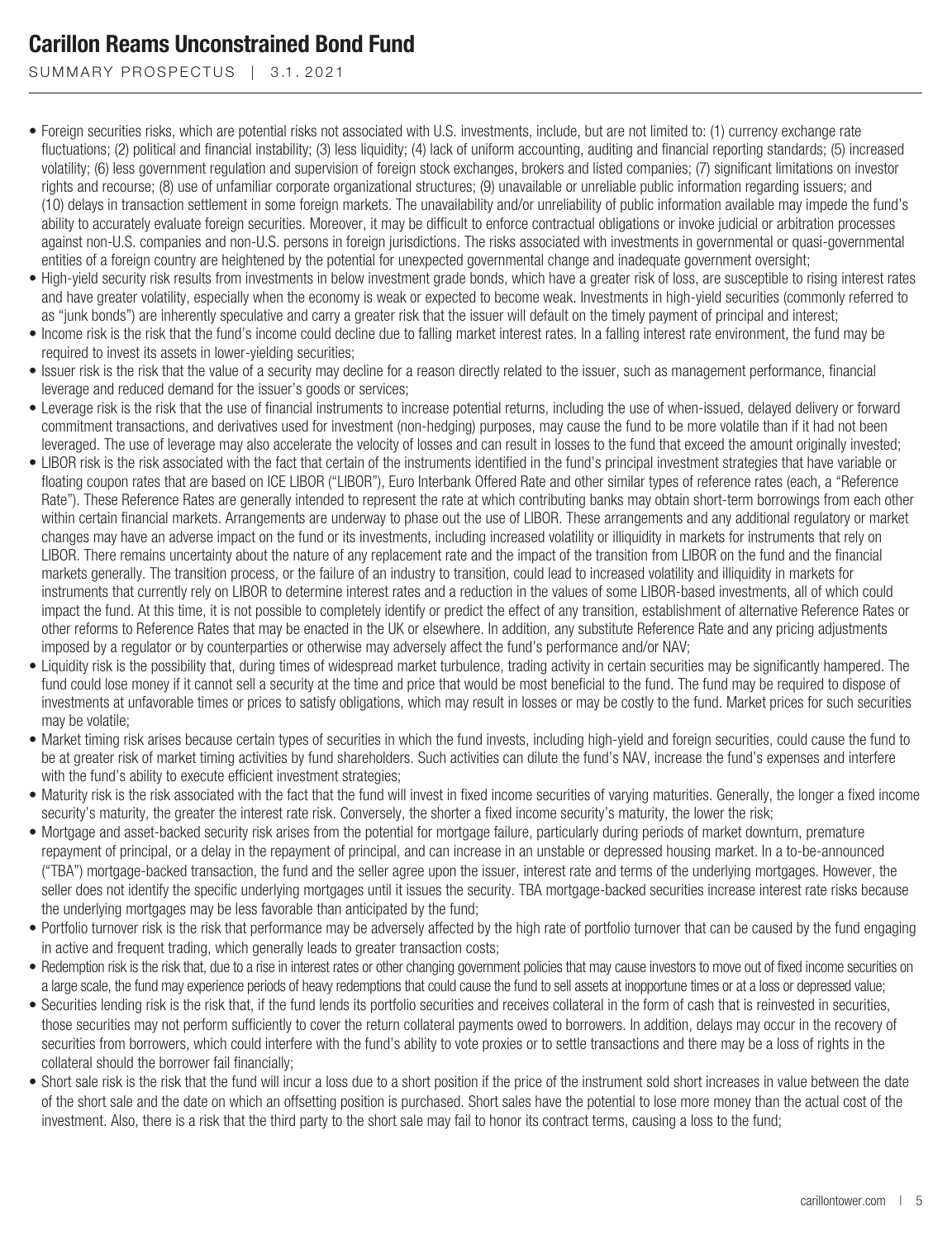- Foreign securities risks, which are potential risks not associated with U.S. investments, include, but are not limited to: (1) currency exchange rate fluctuations; (2) political and financial instability; (3) less liquidity; (4) lack of uniform accounting, auditing and financial reporting standards; (5) increased volatility; (6) less government regulation and supervision of foreign stock exchanges, brokers and listed companies; (7) significant limitations on investor rights and recourse; (8) use of unfamiliar corporate organizational structures; (9) unavailable or unreliable public information regarding issuers; and (10) delays in transaction settlement in some foreign markets. The unavailability and/or unreliability of public information available may impede the fund's ability to accurately evaluate foreign securities. Moreover, it may be difficult to enforce contractual obligations or invoke judicial or arbitration processes against non-U.S. companies and non-U.S. persons in foreign jurisdictions. The risks associated with investments in governmental or quasi-governmental entities of a foreign country are heightened by the potential for unexpected governmental change and inadequate government oversight;
- High-yield security risk results from investments in below investment grade bonds, which have a greater risk of loss, are susceptible to rising interest rates and have greater volatility, especially when the economy is weak or expected to become weak. Investments in high-yield securities (commonly referred to as "junk bonds") are inherently speculative and carry a greater risk that the issuer will default on the timely payment of principal and interest;
- Income risk is the risk that the fund's income could decline due to falling market interest rates. In a falling interest rate environment, the fund may be required to invest its assets in lower-yielding securities;
- Issuer risk is the risk that the value of a security may decline for a reason directly related to the issuer, such as management performance, financial leverage and reduced demand for the issuer's goods or services;
- Leverage risk is the risk that the use of financial instruments to increase potential returns, including the use of when-issued, delayed delivery or forward commitment transactions, and derivatives used for investment (non-hedging) purposes, may cause the fund to be more volatile than if it had not been leveraged. The use of leverage may also accelerate the velocity of losses and can result in losses to the fund that exceed the amount originally invested;
- LIBOR risk is the risk associated with the fact that certain of the instruments identified in the fund's principal investment strategies that have variable or floating coupon rates that are based on ICE LIBOR ("LIBOR"), Euro Interbank Offered Rate and other similar types of reference rates (each, a "Reference Rate"). These Reference Rates are generally intended to represent the rate at which contributing banks may obtain short-term borrowings from each other within certain financial markets. Arrangements are underway to phase out the use of LIBOR. These arrangements and any additional regulatory or market changes may have an adverse impact on the fund or its investments, including increased volatility or illiquidity in markets for instruments that rely on LIBOR. There remains uncertainty about the nature of any replacement rate and the impact of the transition from LIBOR on the fund and the financial markets generally. The transition process, or the failure of an industry to transition, could lead to increased volatility and illiquidity in markets for instruments that currently rely on LIBOR to determine interest rates and a reduction in the values of some LIBOR-based investments, all of which could impact the fund. At this time, it is not possible to completely identify or predict the effect of any transition, establishment of alternative Reference Rates or other reforms to Reference Rates that may be enacted in the UK or elsewhere. In addition, any substitute Reference Rate and any pricing adjustments imposed by a regulator or by counterparties or otherwise may adversely affect the fund's performance and/or NAV;
- Liquidity risk is the possibility that, during times of widespread market turbulence, trading activity in certain securities may be significantly hampered. The fund could lose money if it cannot sell a security at the time and price that would be most beneficial to the fund. The fund may be required to dispose of investments at unfavorable times or prices to satisfy obligations, which may result in losses or may be costly to the fund. Market prices for such securities may be volatile;
- Market timing risk arises because certain types of securities in which the fund invests, including high-yield and foreign securities, could cause the fund to be at greater risk of market timing activities by fund shareholders. Such activities can dilute the fund's NAV, increase the fund's expenses and interfere with the fund's ability to execute efficient investment strategies;
- Maturity risk is the risk associated with the fact that the fund will invest in fixed income securities of varying maturities. Generally, the longer a fixed income security's maturity, the greater the interest rate risk. Conversely, the shorter a fixed income security's maturity, the lower the risk;
- Mortgage and asset-backed security risk arises from the potential for mortgage failure, particularly during periods of market downturn, premature repayment of principal, or a delay in the repayment of principal, and can increase in an unstable or depressed housing market. In a to-be-announced ("TBA") mortgage-backed transaction, the fund and the seller agree upon the issuer, interest rate and terms of the underlying mortgages. However, the seller does not identify the specific underlying mortgages until it issues the security. TBA mortgage-backed securities increase interest rate risks because the underlying mortgages may be less favorable than anticipated by the fund;
- Portfolio turnover risk is the risk that performance may be adversely affected by the high rate of portfolio turnover that can be caused by the fund engaging in active and frequent trading, which generally leads to greater transaction costs;
- Redemption risk is the risk that, due to a rise in interest rates or other changing government policies that may cause investors to move out of fixed income securities on a large scale, the fund may experience periods of heavy redemptions that could cause the fund to sell assets at inopportune times or at a loss or depressed value;
- Securities lending risk is the risk that, if the fund lends its portfolio securities and receives collateral in the form of cash that is reinvested in securities, those securities may not perform sufficiently to cover the return collateral payments owed to borrowers. In addition, delays may occur in the recovery of securities from borrowers, which could interfere with the fund's ability to vote proxies or to settle transactions and there may be a loss of rights in the collateral should the borrower fail financially;
- Short sale risk is the risk that the fund will incur a loss due to a short position if the price of the instrument sold short increases in value between the date of the short sale and the date on which an offsetting position is purchased. Short sales have the potential to lose more money than the actual cost of the investment. Also, there is a risk that the third party to the short sale may fail to honor its contract terms, causing a loss to the fund;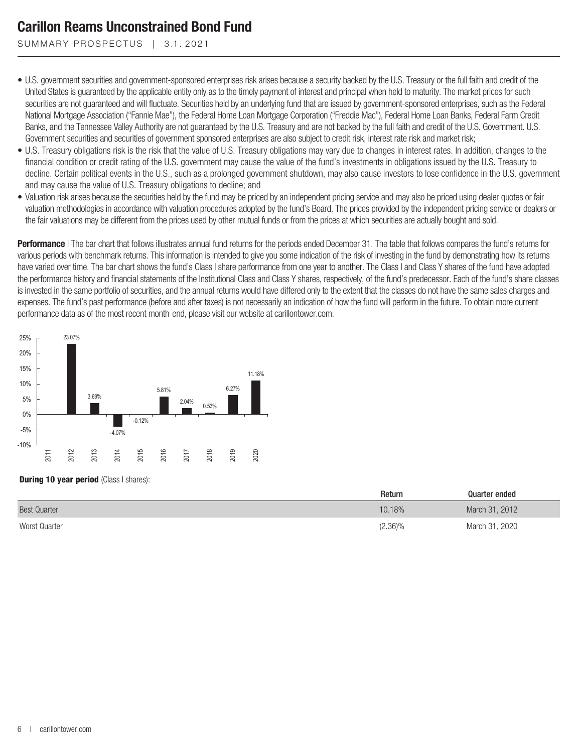- U.S. government securities and government-sponsored enterprises risk arises because a security backed by the U.S. Treasury or the full faith and credit of the United States is guaranteed by the applicable entity only as to the timely payment of interest and principal when held to maturity. The market prices for such securities are not guaranteed and will fluctuate. Securities held by an underlying fund that are issued by government-sponsored enterprises, such as the Federal National Mortgage Association ("Fannie Mae"), the Federal Home Loan Mortgage Corporation ("Freddie Mac"), Federal Home Loan Banks, Federal Farm Credit Banks, and the Tennessee Valley Authority are not guaranteed by the U.S. Treasury and are not backed by the full faith and credit of the U.S. Government. U.S. Government securities and securities of government sponsored enterprises are also subject to credit risk, interest rate risk and market risk;
- U.S. Treasury obligations risk is the risk that the value of U.S. Treasury obligations may vary due to changes in interest rates. In addition, changes to the financial condition or credit rating of the U.S. government may cause the value of the fund's investments in obligations issued by the U.S. Treasury to decline. Certain political events in the U.S., such as a prolonged government shutdown, may also cause investors to lose confidence in the U.S. government and may cause the value of U.S. Treasury obligations to decline; and
- Valuation risk arises because the securities held by the fund may be priced by an independent pricing service and may also be priced using dealer quotes or fair valuation methodologies in accordance with valuation procedures adopted by the fund's Board. The prices provided by the independent pricing service or dealers or the fair valuations may be different from the prices used by other mutual funds or from the prices at which securities are actually bought and sold.

**Performance** | The bar chart that follows illustrates annual fund returns for the periods ended December 31. The table that follows compares the fund's returns for various periods with benchmark returns. This information is intended to give you some indication of the risk of investing in the fund by demonstrating how its returns have varied over time. The bar chart shows the fund's Class I share performance from one year to another. The Class I and Class Y shares of the fund have adopted the performance history and financial statements of the Institutional Class and Class Y shares, respectively, of the fund's predecessor. Each of the fund's share classes is invested in the same portfolio of securities, and the annual returns would have differed only to the extent that the classes do not have the same sales charges and expenses. The fund's past performance (before and after taxes) is not necessarily an indication of how the fund will perform in the future. To obtain more current performance data as of the most recent month-end, please visit our website at carillontower.com.

| Year | Return |
|---|---|
| 2011 | |
| 2012 | 23.07% |
| 2013 | 3.69% |
| 2014 | -4.07% |
| 2015 | -0.12% |
| 2016 | 5.81% |
| 2017 | 2.04% |
| 2018 | 0.53% |
| 2019 | 6.27% |
| 2020 | 11.18% |

**During 10 year period** (Class I shares):

| | Return | Quarter ended |
|---|---|---|
| Best Quarter | 10.18% | March 31, 2012 |
| Worst Quarter | (2.36)% | March 31, 2020 |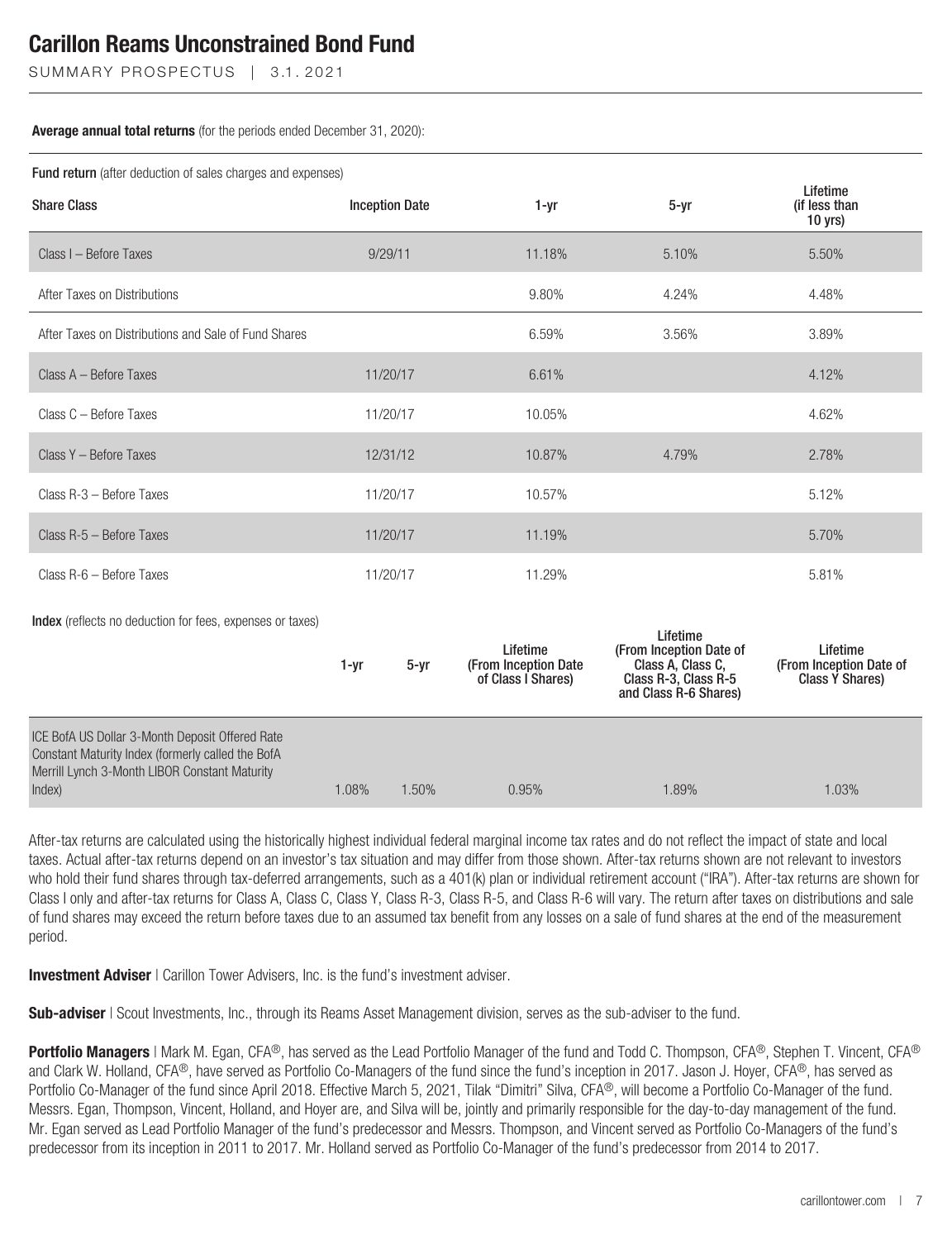**Average annual total returns** (for the periods ended December 31, 2020):

**Fund return** (after deduction of sales charges and expenses)

| Share Class | Inception Date | 1-yr | 5-yr | Lifetime (if less than 10 yrs) |
|---|---|---|---|---|
| Class I – Before Taxes | 9/29/11 | 11.18% | 5.10% | 5.50% |
| After Taxes on Distributions | | 9.80% | 4.24% | 4.48% |
| After Taxes on Distributions and Sale of Fund Shares | | 6.59% | 3.56% | 3.89% |
| Class A – Before Taxes | 11/20/17 | 6.61% | | 4.12% |
| Class C – Before Taxes | 11/20/17 | 10.05% | | 4.62% |
| Class Y – Before Taxes | 12/31/12 | 10.87% | 4.79% | 2.78% |
| Class R-3 – Before Taxes | 11/20/17 | 10.57% | | 5.12% |
| Class R-5 – Before Taxes | 11/20/17 | 11.19% | | 5.70% |
| Class R-6 – Before Taxes | 11/20/17 | 11.29% | | 5.81% |

**Index** (reflects no deduction for fees, expenses or taxes)

| | 1-yr | 5-yr | Lifetime (From Inception Date of Class I Shares) | Lifetime (From Inception Date of Class A, Class C, Class R-3, Class R-5 and Class R-6 Shares) | Lifetime (From Inception Date of Class Y Shares) |
|---|---|---|---|---|---|
| ICE BofA US Dollar 3-Month Deposit Offered Rate Constant Maturity Index (formerly called the BofA Merrill Lynch 3-Month LIBOR Constant Maturity Index) | 1.08% | 1.50% | 0.95% | 1.89% | 1.03% |

After-tax returns are calculated using the historically highest individual federal marginal income tax rates and do not reflect the impact of state and local taxes. Actual after-tax returns depend on an investor's tax situation and may differ from those shown. After-tax returns shown are not relevant to investors who hold their fund shares through tax-deferred arrangements, such as a 401(k) plan or individual retirement account ("IRA"). After-tax returns are shown for Class I only and after-tax returns for Class A, Class C, Class Y, Class R-3, Class R-5, and Class R-6 will vary. The return after taxes on distributions and sale of fund shares may exceed the return before taxes due to an assumed tax benefit from any losses on a sale of fund shares at the end of the measurement period.

**Investment Adviser** | Carillon Tower Advisers, Inc. is the fund's investment adviser.

**Sub-adviser** | Scout Investments, Inc., through its Reams Asset Management division, serves as the sub-adviser to the fund.

**Portfolio Managers** | Mark M. Egan, CFA®, has served as the Lead Portfolio Manager of the fund and Todd C. Thompson, CFA®, Stephen T. Vincent, CFA® and Clark W. Holland, CFA®, have served as Portfolio Co-Managers of the fund since the fund's inception in 2017. Jason J. Hoyer, CFA®, has served as Portfolio Co-Manager of the fund since April 2018. Effective March 5, 2021, Tilak "Dimitri" Silva, CFA®, will become a Portfolio Co-Manager of the fund. Messrs. Egan, Thompson, Vincent, Holland, and Hoyer are, and Silva will be, jointly and primarily responsible for the day-to-day management of the fund. Mr. Egan served as Lead Portfolio Manager of the fund's predecessor and Messrs. Thompson, and Vincent served as Portfolio Co-Managers of the fund's predecessor from its inception in 2011 to 2017. Mr. Holland served as Portfolio Co-Manager of the fund's predecessor from 2014 to 2017.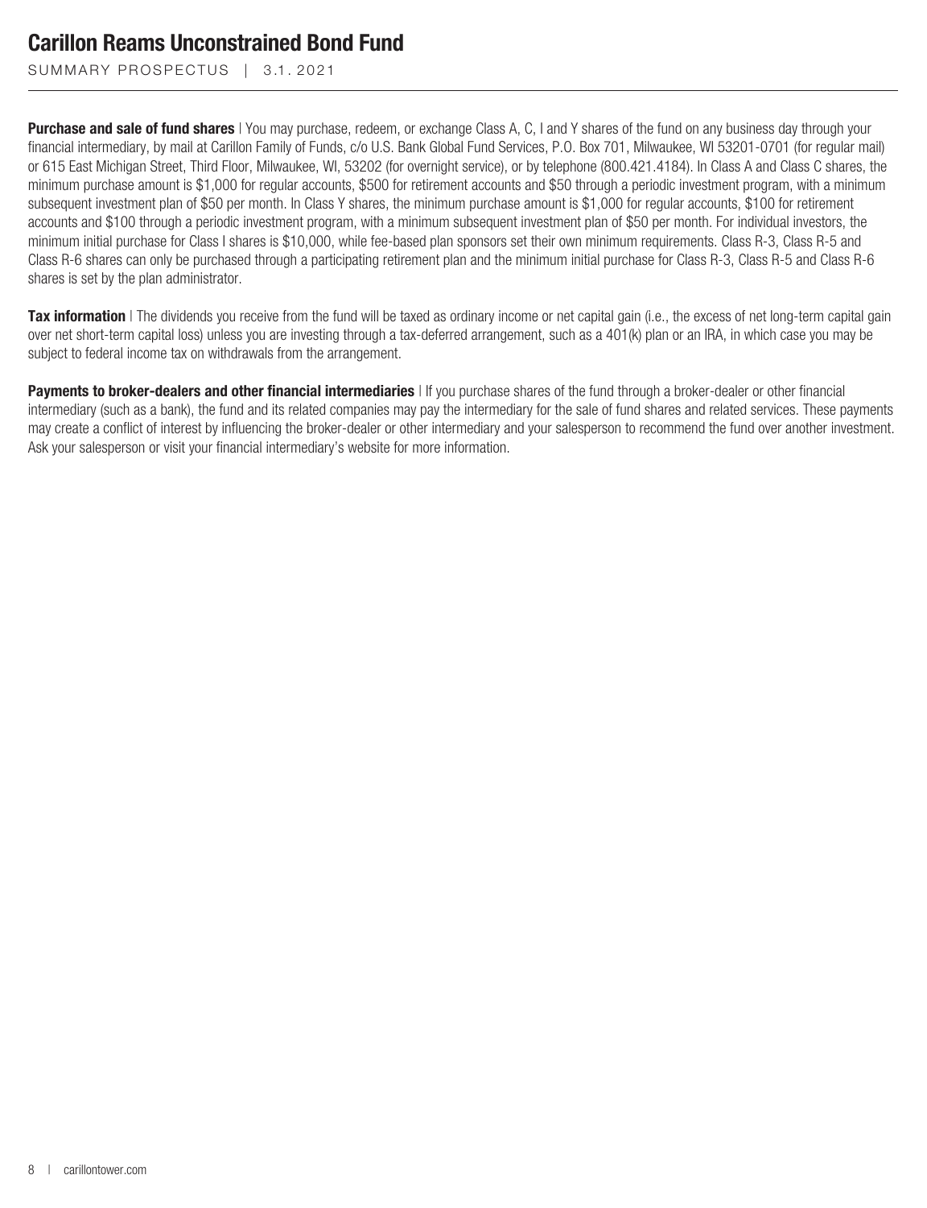**Purchase and sale of fund shares** | You may purchase, redeem, or exchange Class A, C, I and Y shares of the fund on any business day through your financial intermediary, by mail at Carillon Family of Funds, c/o U.S. Bank Global Fund Services, P.O. Box 701, Milwaukee, WI 53201-0701 (for regular mail) or 615 East Michigan Street, Third Floor, Milwaukee, WI, 53202 (for overnight service), or by telephone (800.421.4184). In Class A and Class C shares, the minimum purchase amount is $1,000 for regular accounts, $500 for retirement accounts and $50 through a periodic investment program, with a minimum subsequent investment plan of $50 per month. In Class Y shares, the minimum purchase amount is $1,000 for regular accounts, $100 for retirement accounts and $100 through a periodic investment program, with a minimum subsequent investment plan of $50 per month. For individual investors, the minimum initial purchase for Class I shares is $10,000, while fee-based plan sponsors set their own minimum requirements. Class R-3, Class R-5 and Class R-6 shares can only be purchased through a participating retirement plan and the minimum initial purchase for Class R-3, Class R-5 and Class R-6 shares is set by the plan administrator.

**Tax information** | The dividends you receive from the fund will be taxed as ordinary income or net capital gain (i.e., the excess of net long-term capital gain over net short-term capital loss) unless you are investing through a tax-deferred arrangement, such as a 401(k) plan or an IRA, in which case you may be subject to federal income tax on withdrawals from the arrangement.

**Payments to broker-dealers and other financial intermediaries** | If you purchase shares of the fund through a broker-dealer or other financial intermediary (such as a bank), the fund and its related companies may pay the intermediary for the sale of fund shares and related services. These payments may create a conflict of interest by influencing the broker-dealer or other intermediary and your salesperson to recommend the fund over another investment. Ask your salesperson or visit your financial intermediary's website for more information.